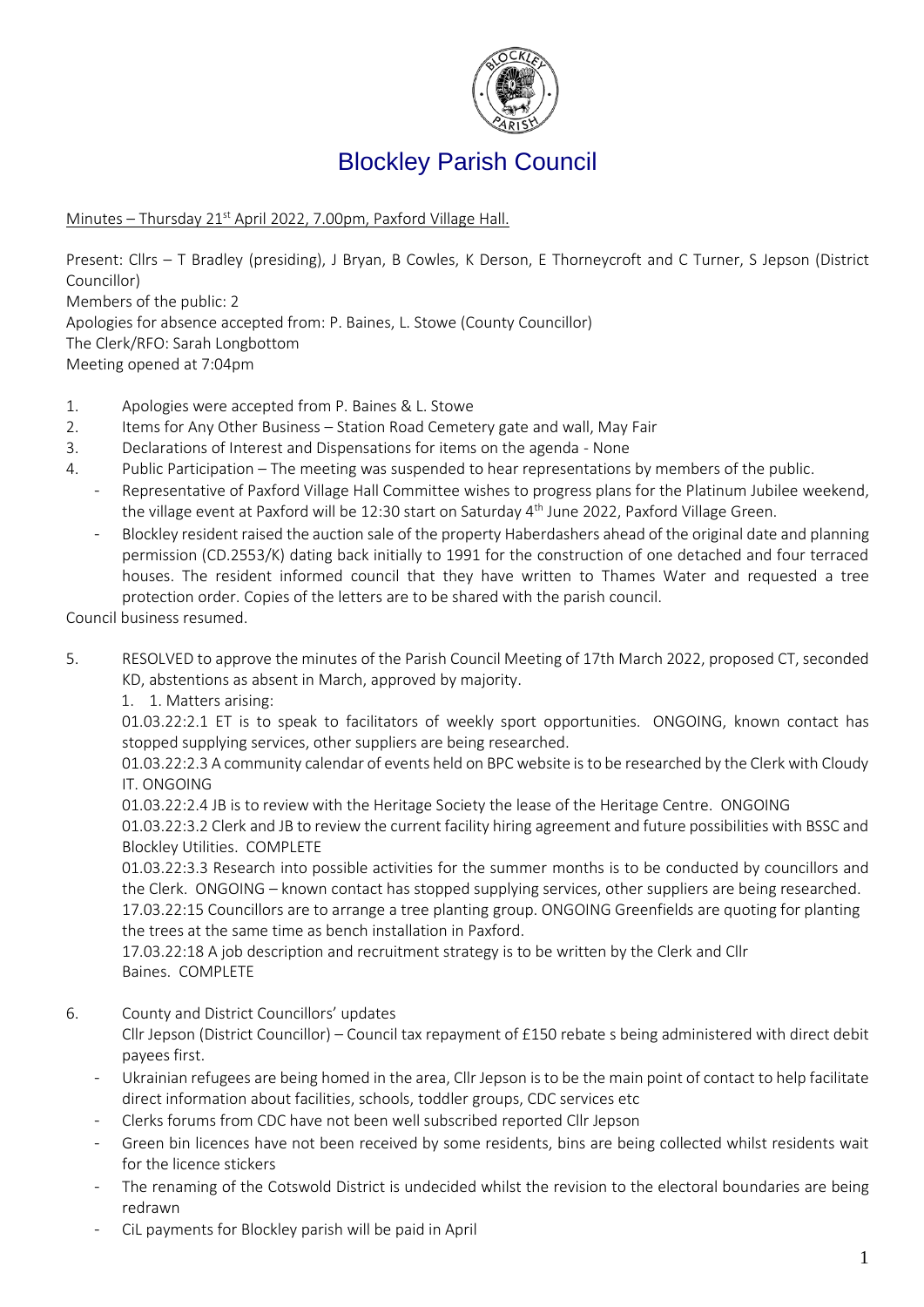# Blockley Parish Council

Minutes – Thursday 21st April 2022, 7.00pm, Paxford Village Hall.

Present: Cllrs – T Bradley (presiding), J Bryan, B Cowles, K Derson, E Thorneycroft and C Turner, S Jepson (District Councillor)
Members of the public: 2
Apologies for absence accepted from: P. Baines, L. Stowe (County Councillor)
The Clerk/RFO: Sarah Longbottom
Meeting opened at 7:04pm

1. Apologies were accepted from P. Baines & L. Stowe
2. Items for Any Other Business – Station Road Cemetery gate and wall, May Fair
3. Declarations of Interest and Dispensations for items on the agenda - None
4. Public Participation – The meeting was suspended to hear representations by members of the public.
   - Representative of Paxford Village Hall Committee wishes to progress plans for the Platinum Jubilee weekend, the village event at Paxford will be 12:30 start on Saturday 4th June 2022, Paxford Village Green.
   - Blockley resident raised the auction sale of the property Haberdashers ahead of the original date and planning permission (CD.2553/K) dating back initially to 1991 for the construction of one detached and four terraced houses. The resident informed council that they have written to Thames Water and requested a tree protection order. Copies of the letters are to be shared with the parish council.

Council business resumed.

5. RESOLVED to approve the minutes of the Parish Council Meeting of 17th March 2022, proposed CT, seconded KD, abstentions as absent in March, approved by majority.
   1. 1. Matters arising:

   01.03.22:2.1 ET is to speak to facilitators of weekly sport opportunities. ONGOING, known contact has stopped supplying services, other suppliers are being researched.

   01.03.22:2.3 A community calendar of events held on BPC website is to be researched by the Clerk with Cloudy IT. ONGOING

   01.03.22:2.4 JB is to review with the Heritage Society the lease of the Heritage Centre. ONGOING

   01.03.22:3.2 Clerk and JB to review the current facility hiring agreement and future possibilities with BSSC and Blockley Utilities. COMPLETE

   01.03.22:3.3 Research into possible activities for the summer months is to be conducted by councillors and the Clerk. ONGOING – known contact has stopped supplying services, other suppliers are being researched.

   17.03.22:15 Councillors are to arrange a tree planting group. ONGOING Greenfields are quoting for planting the trees at the same time as bench installation in Paxford.

   17.03.22:18 A job description and recruitment strategy is to be written by the Clerk and Cllr Baines. COMPLETE

6. County and District Councillors' updates

   Cllr Jepson (District Councillor) – Council tax repayment of £150 rebate s being administered with direct debit payees first.
   - Ukrainian refugees are being homed in the area, Cllr Jepson is to be the main point of contact to help facilitate direct information about facilities, schools, toddler groups, CDC services etc
   - Clerks forums from CDC have not been well subscribed reported Cllr Jepson
   - Green bin licences have not been received by some residents, bins are being collected whilst residents wait for the licence stickers
   - The renaming of the Cotswold District is undecided whilst the revision to the electoral boundaries are being redrawn
   - CiL payments for Blockley parish will be paid in April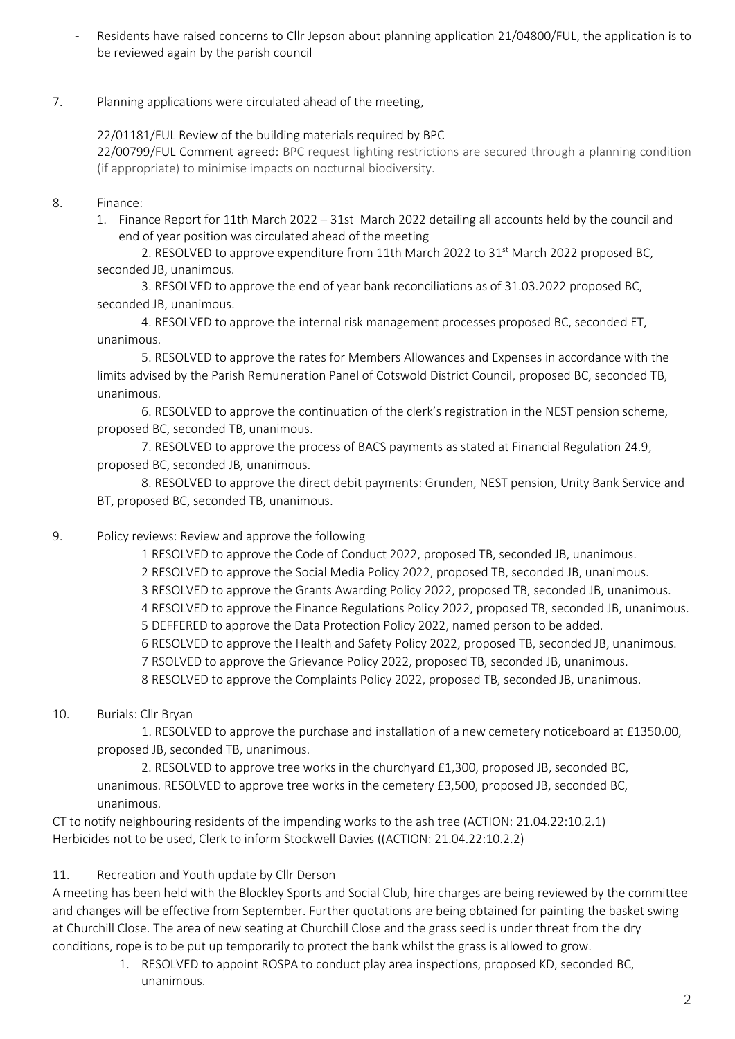- Residents have raised concerns to Cllr Jepson about planning application 21/04800/FUL, the application is to be reviewed again by the parish council

7. Planning applications were circulated ahead of the meeting,

   22/01181/FUL Review of the building materials required by BPC

   22/00799/FUL Comment agreed: BPC request lighting restrictions are secured through a planning condition (if appropriate) to minimise impacts on nocturnal biodiversity.

8. Finance:

   1. Finance Report for 11th March 2022 – 31st March 2022 detailing all accounts held by the council and end of year position was circulated ahead of the meeting

   2. RESOLVED to approve expenditure from 11th March 2022 to 31st March 2022 proposed BC, seconded JB, unanimous.

   3. RESOLVED to approve the end of year bank reconciliations as of 31.03.2022 proposed BC, seconded JB, unanimous.

   4. RESOLVED to approve the internal risk management processes proposed BC, seconded ET, unanimous.

   5. RESOLVED to approve the rates for Members Allowances and Expenses in accordance with the limits advised by the Parish Remuneration Panel of Cotswold District Council, proposed BC, seconded TB, unanimous.

   6. RESOLVED to approve the continuation of the clerk's registration in the NEST pension scheme, proposed BC, seconded TB, unanimous.

   7. RESOLVED to approve the process of BACS payments as stated at Financial Regulation 24.9, proposed BC, seconded JB, unanimous.

   8. RESOLVED to approve the direct debit payments: Grunden, NEST pension, Unity Bank Service and BT, proposed BC, seconded TB, unanimous.

9. Policy reviews: Review and approve the following

   1 RESOLVED to approve the Code of Conduct 2022, proposed TB, seconded JB, unanimous.

   2 RESOLVED to approve the Social Media Policy 2022, proposed TB, seconded JB, unanimous.

   3 RESOLVED to approve the Grants Awarding Policy 2022, proposed TB, seconded JB, unanimous.

   4 RESOLVED to approve the Finance Regulations Policy 2022, proposed TB, seconded JB, unanimous.

   5 DEFFERED to approve the Data Protection Policy 2022, named person to be added.

   6 RESOLVED to approve the Health and Safety Policy 2022, proposed TB, seconded JB, unanimous.

   7 RSOLVED to approve the Grievance Policy 2022, proposed TB, seconded JB, unanimous.

   8 RESOLVED to approve the Complaints Policy 2022, proposed TB, seconded JB, unanimous.

10. Burials: Cllr Bryan

   1. RESOLVED to approve the purchase and installation of a new cemetery noticeboard at £1350.00, proposed JB, seconded TB, unanimous.

   2. RESOLVED to approve tree works in the churchyard £1,300, proposed JB, seconded BC, unanimous. RESOLVED to approve tree works in the cemetery £3,500, proposed JB, seconded BC, unanimous.

CT to notify neighbouring residents of the impending works to the ash tree (ACTION: 21.04.22:10.2.1)
Herbicides not to be used, Clerk to inform Stockwell Davies ((ACTION: 21.04.22:10.2.2)

11. Recreation and Youth update by Cllr Derson

A meeting has been held with the Blockley Sports and Social Club, hire charges are being reviewed by the committee and changes will be effective from September. Further quotations are being obtained for painting the basket swing at Churchill Close. The area of new seating at Churchill Close and the grass seed is under threat from the dry conditions, rope is to be put up temporarily to protect the bank whilst the grass is allowed to grow.

1. RESOLVED to appoint ROSPA to conduct play area inspections, proposed KD, seconded BC, unanimous.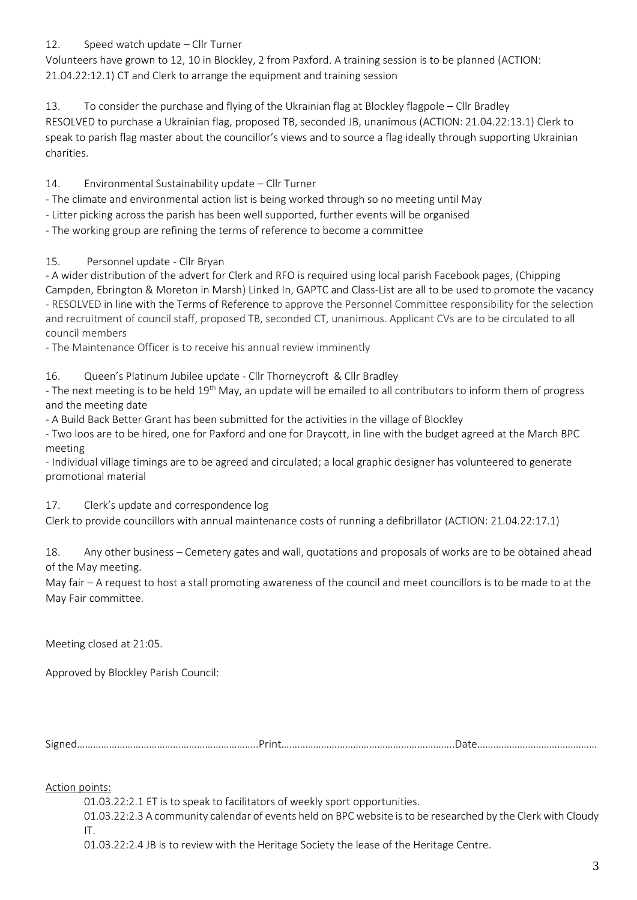12. Speed watch update – Cllr Turner

Volunteers have grown to 12, 10 in Blockley, 2 from Paxford. A training session is to be planned (ACTION: 21.04.22:12.1) CT and Clerk to arrange the equipment and training session

13. To consider the purchase and flying of the Ukrainian flag at Blockley flagpole – Cllr Bradley

RESOLVED to purchase a Ukrainian flag, proposed TB, seconded JB, unanimous (ACTION: 21.04.22:13.1) Clerk to speak to parish flag master about the councillor's views and to source a flag ideally through supporting Ukrainian charities.

14. Environmental Sustainability update – Cllr Turner

- The climate and environmental action list is being worked through so no meeting until May
- Litter picking across the parish has been well supported, further events will be organised
- The working group are refining the terms of reference to become a committee

15. Personnel update - Cllr Bryan

- A wider distribution of the advert for Clerk and RFO is required using local parish Facebook pages, (Chipping Campden, Ebrington & Moreton in Marsh) Linked In, GAPTC and Class-List are all to be used to promote the vacancy
- RESOLVED in line with the Terms of Reference to approve the Personnel Committee responsibility for the selection and recruitment of council staff, proposed TB, seconded CT, unanimous. Applicant CVs are to be circulated to all council members
- The Maintenance Officer is to receive his annual review imminently

16. Queen's Platinum Jubilee update - Cllr Thorneycroft & Cllr Bradley

- The next meeting is to be held 19th May, an update will be emailed to all contributors to inform them of progress and the meeting date
- A Build Back Better Grant has been submitted for the activities in the village of Blockley
- Two loos are to be hired, one for Paxford and one for Draycott, in line with the budget agreed at the March BPC meeting
- Individual village timings are to be agreed and circulated; a local graphic designer has volunteered to generate promotional material

17. Clerk's update and correspondence log

Clerk to provide councillors with annual maintenance costs of running a defibrillator (ACTION: 21.04.22:17.1)

18. Any other business – Cemetery gates and wall, quotations and proposals of works are to be obtained ahead of the May meeting.

May fair – A request to host a stall promoting awareness of the council and meet councillors is to be made to at the May Fair committee.

Meeting closed at 21:05.

Approved by Blockley Parish Council:

Signed…………………………………………………………..Print………………………………………………………..Date………………………………………

Action points:

01.03.22:2.1 ET is to speak to facilitators of weekly sport opportunities.

01.03.22:2.3 A community calendar of events held on BPC website is to be researched by the Clerk with Cloudy IT.

01.03.22:2.4 JB is to review with the Heritage Society the lease of the Heritage Centre.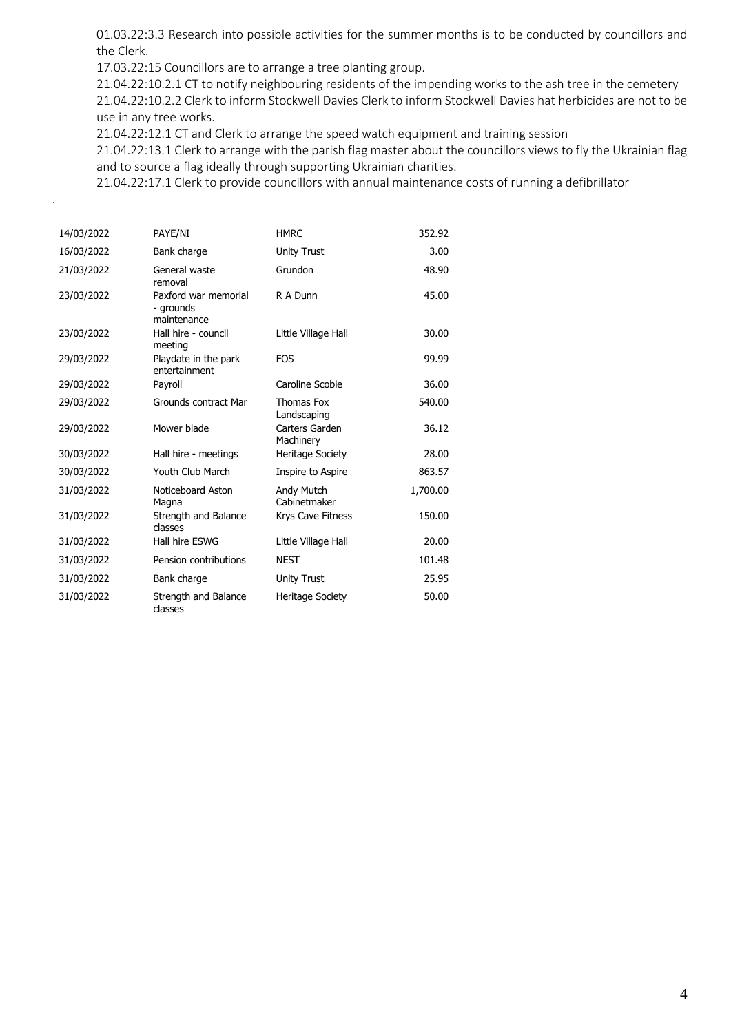01.03.22:3.3 Research into possible activities for the summer months is to be conducted by councillors and the Clerk.

17.03.22:15 Councillors are to arrange a tree planting group.

21.04.22:10.2.1 CT to notify neighbouring residents of the impending works to the ash tree in the cemetery

21.04.22:10.2.2 Clerk to inform Stockwell Davies Clerk to inform Stockwell Davies hat herbicides are not to be use in any tree works.

21.04.22:12.1 CT and Clerk to arrange the speed watch equipment and training session

21.04.22:13.1 Clerk to arrange with the parish flag master about the councillors views to fly the Ukrainian flag and to source a flag ideally through supporting Ukrainian charities.

21.04.22:17.1 Clerk to provide councillors with annual maintenance costs of running a defibrillator

.

| | | | |
|---|---|---|---|
| 14/03/2022 | PAYE/NI | HMRC | 352.92 |
| 16/03/2022 | Bank charge | Unity Trust | 3.00 |
| 21/03/2022 | General waste removal | Grundon | 48.90 |
| 23/03/2022 | Paxford war memorial - grounds maintenance | R A Dunn | 45.00 |
| 23/03/2022 | Hall hire - council meeting | Little Village Hall | 30.00 |
| 29/03/2022 | Playdate in the park entertainment | FOS | 99.99 |
| 29/03/2022 | Payroll | Caroline Scobie | 36.00 |
| 29/03/2022 | Grounds contract Mar | Thomas Fox Landscaping | 540.00 |
| 29/03/2022 | Mower blade | Carters Garden Machinery | 36.12 |
| 30/03/2022 | Hall hire - meetings | Heritage Society | 28.00 |
| 30/03/2022 | Youth Club March | Inspire to Aspire | 863.57 |
| 31/03/2022 | Noticeboard Aston Magna | Andy Mutch Cabinetmaker | 1,700.00 |
| 31/03/2022 | Strength and Balance classes | Krys Cave Fitness | 150.00 |
| 31/03/2022 | Hall hire ESWG | Little Village Hall | 20.00 |
| 31/03/2022 | Pension contributions | NEST | 101.48 |
| 31/03/2022 | Bank charge | Unity Trust | 25.95 |
| 31/03/2022 | Strength and Balance classes | Heritage Society | 50.00 |